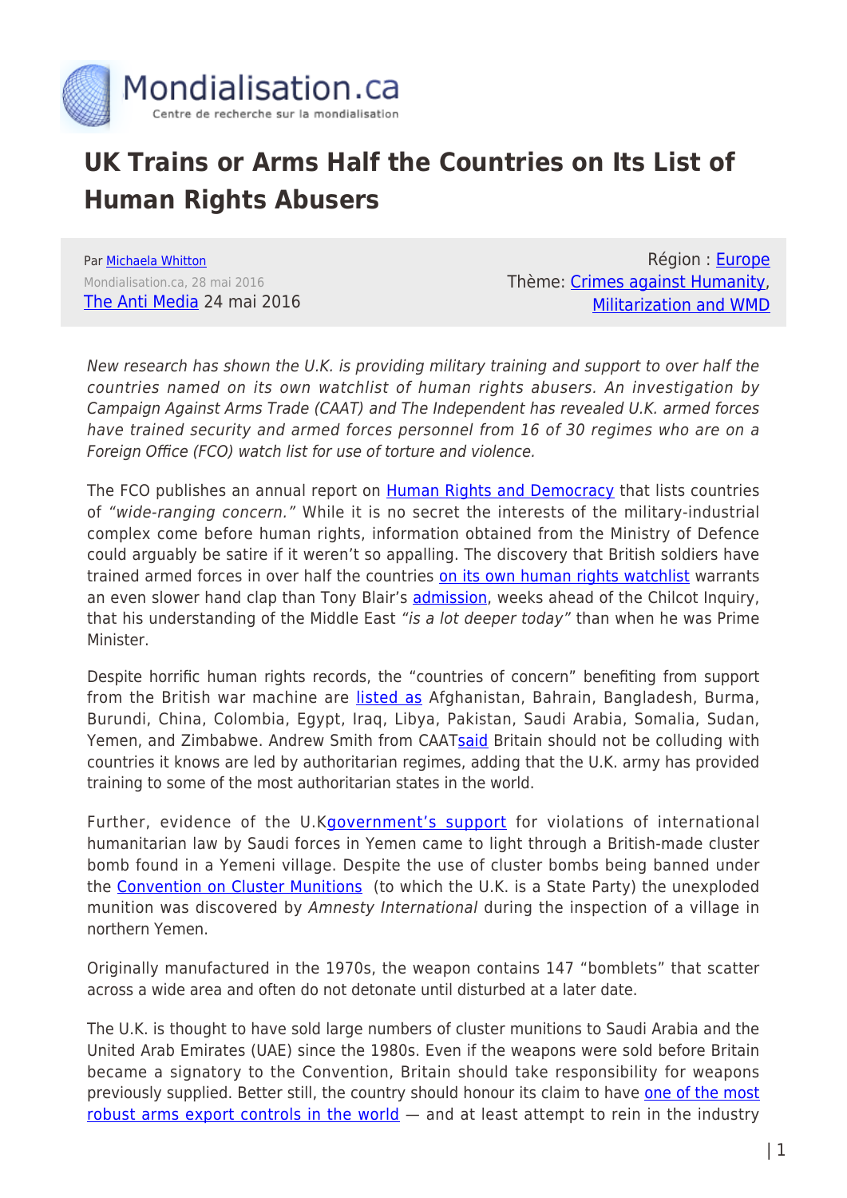# UK Trains or Arms Half the Countries on Its List of Human Rights Abusers

Par Michaela Whitton
Mondialisation.ca, 28 mai 2016
The Anti Media 24 mai 2016

Région : Europe
Thème: Crimes against Humanity, Militarization and WMD

*New research has shown the U.K. is providing military training and support to over half the countries named on its own watchlist of human rights abusers. An investigation by Campaign Against Arms Trade (CAAT) and The Independent has revealed U.K. armed forces have trained security and armed forces personnel from 16 of 30 regimes who are on a Foreign Office (FCO) watch list for use of torture and violence.*

The FCO publishes an annual report on Human Rights and Democracy that lists countries of *"wide-ranging concern."* While it is no secret the interests of the military-industrial complex come before human rights, information obtained from the Ministry of Defence could arguably be satire if it weren't so appalling. The discovery that British soldiers have trained armed forces in over half the countries on its own human rights watchlist warrants an even slower hand clap than Tony Blair's admission, weeks ahead of the Chilcot Inquiry, that his understanding of the Middle East *"is a lot deeper today"* than when he was Prime Minister.

Despite horrific human rights records, the "countries of concern" benefiting from support from the British war machine are listed as Afghanistan, Bahrain, Bangladesh, Burma, Burundi, China, Colombia, Egypt, Iraq, Libya, Pakistan, Saudi Arabia, Somalia, Sudan, Yemen, and Zimbabwe. Andrew Smith from CAATsaid Britain should not be colluding with countries it knows are led by authoritarian regimes, adding that the U.K. army has provided training to some of the most authoritarian states in the world.

Further, evidence of the U.Kgovernment's support for violations of international humanitarian law by Saudi forces in Yemen came to light through a British-made cluster bomb found in a Yemeni village. Despite the use of cluster bombs being banned under the Convention on Cluster Munitions (to which the U.K. is a State Party) the unexploded munition was discovered by *Amnesty International* during the inspection of a village in northern Yemen.

Originally manufactured in the 1970s, the weapon contains 147 "bomblets" that scatter across a wide area and often do not detonate until disturbed at a later date.

The U.K. is thought to have sold large numbers of cluster munitions to Saudi Arabia and the United Arab Emirates (UAE) since the 1980s. Even if the weapons were sold before Britain became a signatory to the Convention, Britain should take responsibility for weapons previously supplied. Better still, the country should honour its claim to have one of the most robust arms export controls in the world — and at least attempt to rein in the industry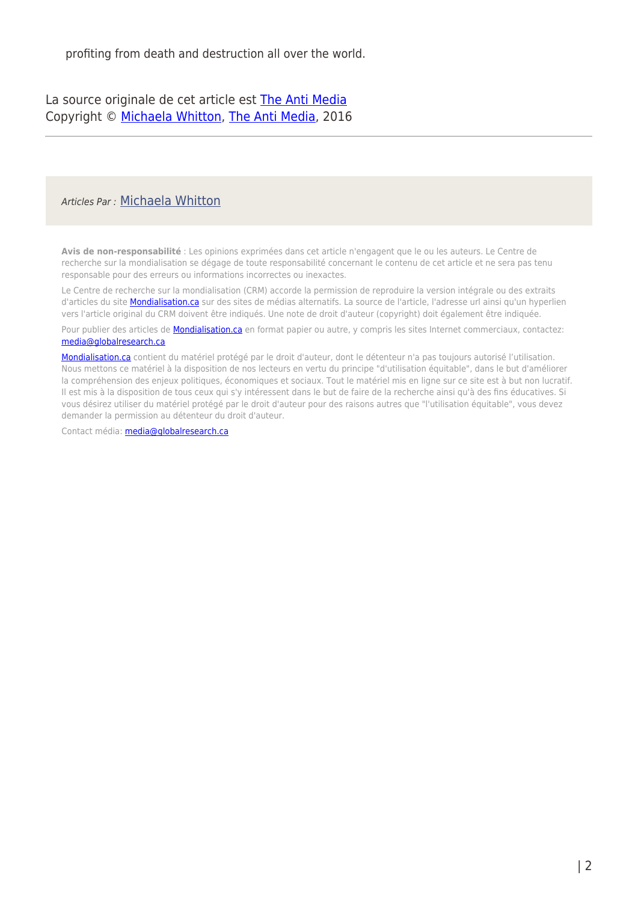profiting from death and destruction all over the world.

La source originale de cet article est The Anti Media
Copyright © Michaela Whitton, The Anti Media, 2016

---

*Articles Par :* Michaela Whitton

**Avis de non-responsabilité** : Les opinions exprimées dans cet article n'engagent que le ou les auteurs. Le Centre de recherche sur la mondialisation se dégage de toute responsabilité concernant le contenu de cet article et ne sera pas tenu responsable pour des erreurs ou informations incorrectes ou inexactes.

Le Centre de recherche sur la mondialisation (CRM) accorde la permission de reproduire la version intégrale ou des extraits d'articles du site Mondialisation.ca sur des sites de médias alternatifs. La source de l'article, l'adresse url ainsi qu'un hyperlien vers l'article original du CRM doivent être indiqués. Une note de droit d'auteur (copyright) doit également être indiquée.

Pour publier des articles de Mondialisation.ca en format papier ou autre, y compris les sites Internet commerciaux, contactez: media@globalresearch.ca

Mondialisation.ca contient du matériel protégé par le droit d'auteur, dont le détenteur n'a pas toujours autorisé l'utilisation. Nous mettons ce matériel à la disposition de nos lecteurs en vertu du principe "d'utilisation équitable", dans le but d'améliorer la compréhension des enjeux politiques, économiques et sociaux. Tout le matériel mis en ligne sur ce site est à but non lucratif. Il est mis à la disposition de tous ceux qui s'y intéressent dans le but de faire de la recherche ainsi qu'à des fins éducatives. Si vous désirez utiliser du matériel protégé par le droit d'auteur pour des raisons autres que "l'utilisation équitable", vous devez demander la permission au détenteur du droit d'auteur.

Contact média: media@globalresearch.ca